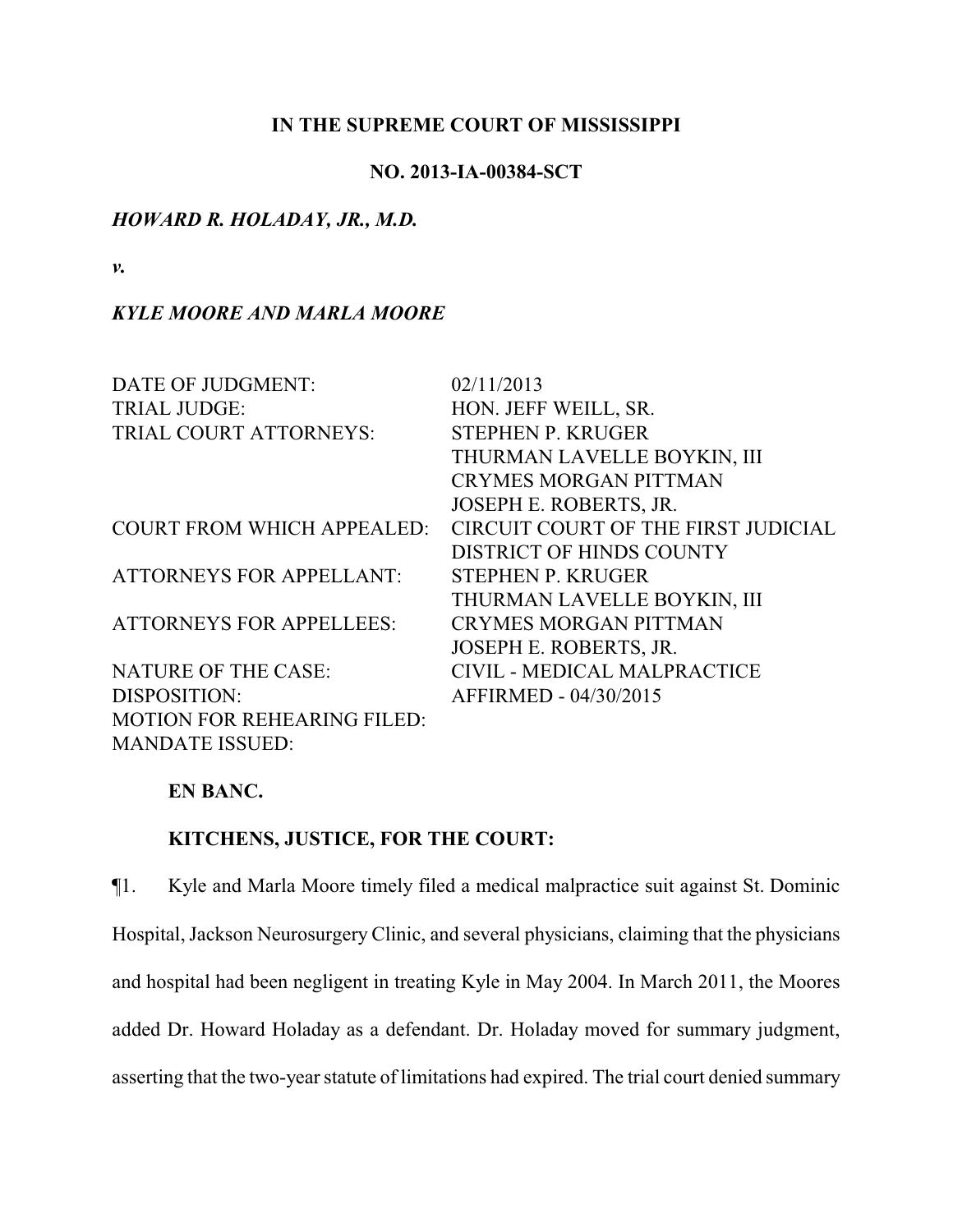**IN THE SUPREME COURT OF MISSISSIPPI**

**NO. 2013-IA-00384-SCT**

***HOWARD R. HOLADAY, JR., M.D.***

***v.***

***KYLE MOORE AND MARLA MOORE***

| | |
|---|---|
| DATE OF JUDGMENT: | 02/11/2013 |
| TRIAL JUDGE: | HON. JEFF WEILL, SR. |
| TRIAL COURT ATTORNEYS: | STEPHEN P. KRUGER<br>THURMAN LAVELLE BOYKIN, III<br>CRYMES MORGAN PITTMAN<br>JOSEPH E. ROBERTS, JR. |
| COURT FROM WHICH APPEALED: | CIRCUIT COURT OF THE FIRST JUDICIAL DISTRICT OF HINDS COUNTY |
| ATTORNEYS FOR APPELLANT: | STEPHEN P. KRUGER<br>THURMAN LAVELLE BOYKIN, III |
| ATTORNEYS FOR APPELLEES: | CRYMES MORGAN PITTMAN<br>JOSEPH E. ROBERTS, JR. |
| NATURE OF THE CASE: | CIVIL - MEDICAL MALPRACTICE |
| DISPOSITION: | AFFIRMED - 04/30/2015 |
| MOTION FOR REHEARING FILED: | |
| MANDATE ISSUED: | |

**EN BANC.**

**KITCHENS, JUSTICE, FOR THE COURT:**

¶1. Kyle and Marla Moore timely filed a medical malpractice suit against St. Dominic Hospital, Jackson Neurosurgery Clinic, and several physicians, claiming that the physicians and hospital had been negligent in treating Kyle in May 2004. In March 2011, the Moores added Dr. Howard Holaday as a defendant. Dr. Holaday moved for summary judgment, asserting that the two-year statute of limitations had expired. The trial court denied summary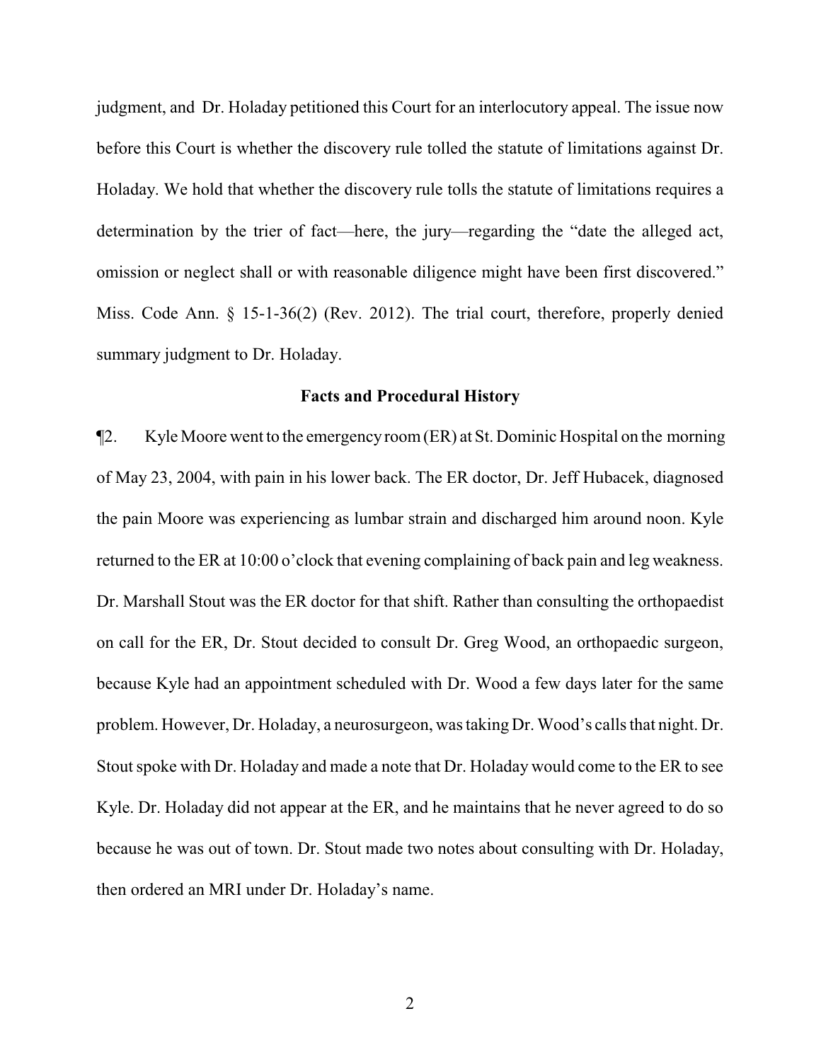judgment, and Dr. Holaday petitioned this Court for an interlocutory appeal. The issue now before this Court is whether the discovery rule tolled the statute of limitations against Dr. Holaday. We hold that whether the discovery rule tolls the statute of limitations requires a determination by the trier of fact—here, the jury—regarding the "date the alleged act, omission or neglect shall or with reasonable diligence might have been first discovered." Miss. Code Ann. § 15-1-36(2) (Rev. 2012). The trial court, therefore, properly denied summary judgment to Dr. Holaday.

## Facts and Procedural History

¶2. Kyle Moore went to the emergency room (ER) at St. Dominic Hospital on the morning of May 23, 2004, with pain in his lower back. The ER doctor, Dr. Jeff Hubacek, diagnosed the pain Moore was experiencing as lumbar strain and discharged him around noon. Kyle returned to the ER at 10:00 o'clock that evening complaining of back pain and leg weakness. Dr. Marshall Stout was the ER doctor for that shift. Rather than consulting the orthopaedist on call for the ER, Dr. Stout decided to consult Dr. Greg Wood, an orthopaedic surgeon, because Kyle had an appointment scheduled with Dr. Wood a few days later for the same problem. However, Dr. Holaday, a neurosurgeon, was taking Dr. Wood's calls that night. Dr. Stout spoke with Dr. Holaday and made a note that Dr. Holaday would come to the ER to see Kyle. Dr. Holaday did not appear at the ER, and he maintains that he never agreed to do so because he was out of town. Dr. Stout made two notes about consulting with Dr. Holaday, then ordered an MRI under Dr. Holaday's name.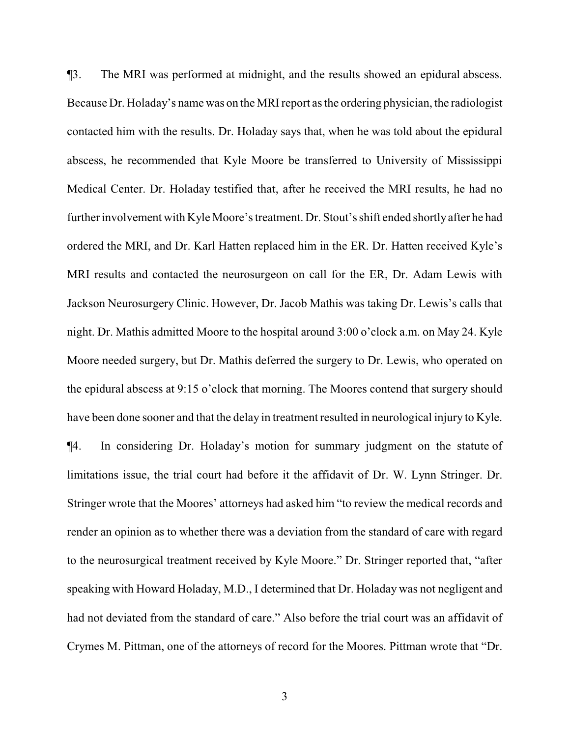¶3. The MRI was performed at midnight, and the results showed an epidural abscess. Because Dr. Holaday's name was on the MRI report as the ordering physician, the radiologist contacted him with the results. Dr. Holaday says that, when he was told about the epidural abscess, he recommended that Kyle Moore be transferred to University of Mississippi Medical Center. Dr. Holaday testified that, after he received the MRI results, he had no further involvement with Kyle Moore's treatment. Dr. Stout's shift ended shortly after he had ordered the MRI, and Dr. Karl Hatten replaced him in the ER. Dr. Hatten received Kyle's MRI results and contacted the neurosurgeon on call for the ER, Dr. Adam Lewis with Jackson Neurosurgery Clinic. However, Dr. Jacob Mathis was taking Dr. Lewis's calls that night. Dr. Mathis admitted Moore to the hospital around 3:00 o'clock a.m. on May 24. Kyle Moore needed surgery, but Dr. Mathis deferred the surgery to Dr. Lewis, who operated on the epidural abscess at 9:15 o'clock that morning. The Moores contend that surgery should have been done sooner and that the delay in treatment resulted in neurological injury to Kyle.

¶4. In considering Dr. Holaday's motion for summary judgment on the statute of limitations issue, the trial court had before it the affidavit of Dr. W. Lynn Stringer. Dr. Stringer wrote that the Moores' attorneys had asked him "to review the medical records and render an opinion as to whether there was a deviation from the standard of care with regard to the neurosurgical treatment received by Kyle Moore." Dr. Stringer reported that, "after speaking with Howard Holaday, M.D., I determined that Dr. Holaday was not negligent and had not deviated from the standard of care." Also before the trial court was an affidavit of Crymes M. Pittman, one of the attorneys of record for the Moores. Pittman wrote that "Dr.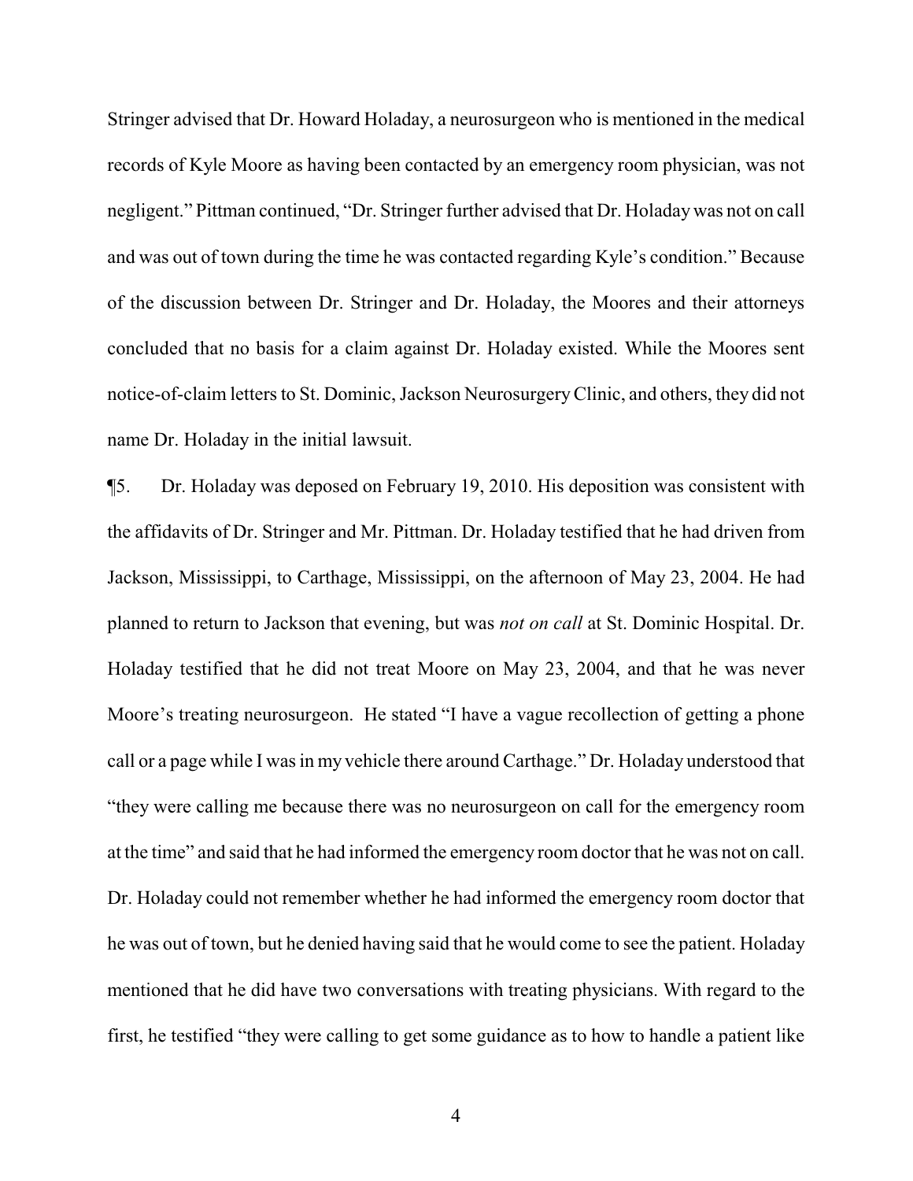Stringer advised that Dr. Howard Holaday, a neurosurgeon who is mentioned in the medical records of Kyle Moore as having been contacted by an emergency room physician, was not negligent." Pittman continued, "Dr. Stringer further advised that Dr. Holaday was not on call and was out of town during the time he was contacted regarding Kyle's condition." Because of the discussion between Dr. Stringer and Dr. Holaday, the Moores and their attorneys concluded that no basis for a claim against Dr. Holaday existed. While the Moores sent notice-of-claim letters to St. Dominic, Jackson Neurosurgery Clinic, and others, they did not name Dr. Holaday in the initial lawsuit.

¶5. Dr. Holaday was deposed on February 19, 2010. His deposition was consistent with the affidavits of Dr. Stringer and Mr. Pittman. Dr. Holaday testified that he had driven from Jackson, Mississippi, to Carthage, Mississippi, on the afternoon of May 23, 2004. He had planned to return to Jackson that evening, but was *not on call* at St. Dominic Hospital. Dr. Holaday testified that he did not treat Moore on May 23, 2004, and that he was never Moore's treating neurosurgeon. He stated "I have a vague recollection of getting a phone call or a page while I was in my vehicle there around Carthage." Dr. Holaday understood that "they were calling me because there was no neurosurgeon on call for the emergency room at the time" and said that he had informed the emergency room doctor that he was not on call. Dr. Holaday could not remember whether he had informed the emergency room doctor that he was out of town, but he denied having said that he would come to see the patient. Holaday mentioned that he did have two conversations with treating physicians. With regard to the first, he testified "they were calling to get some guidance as to how to handle a patient like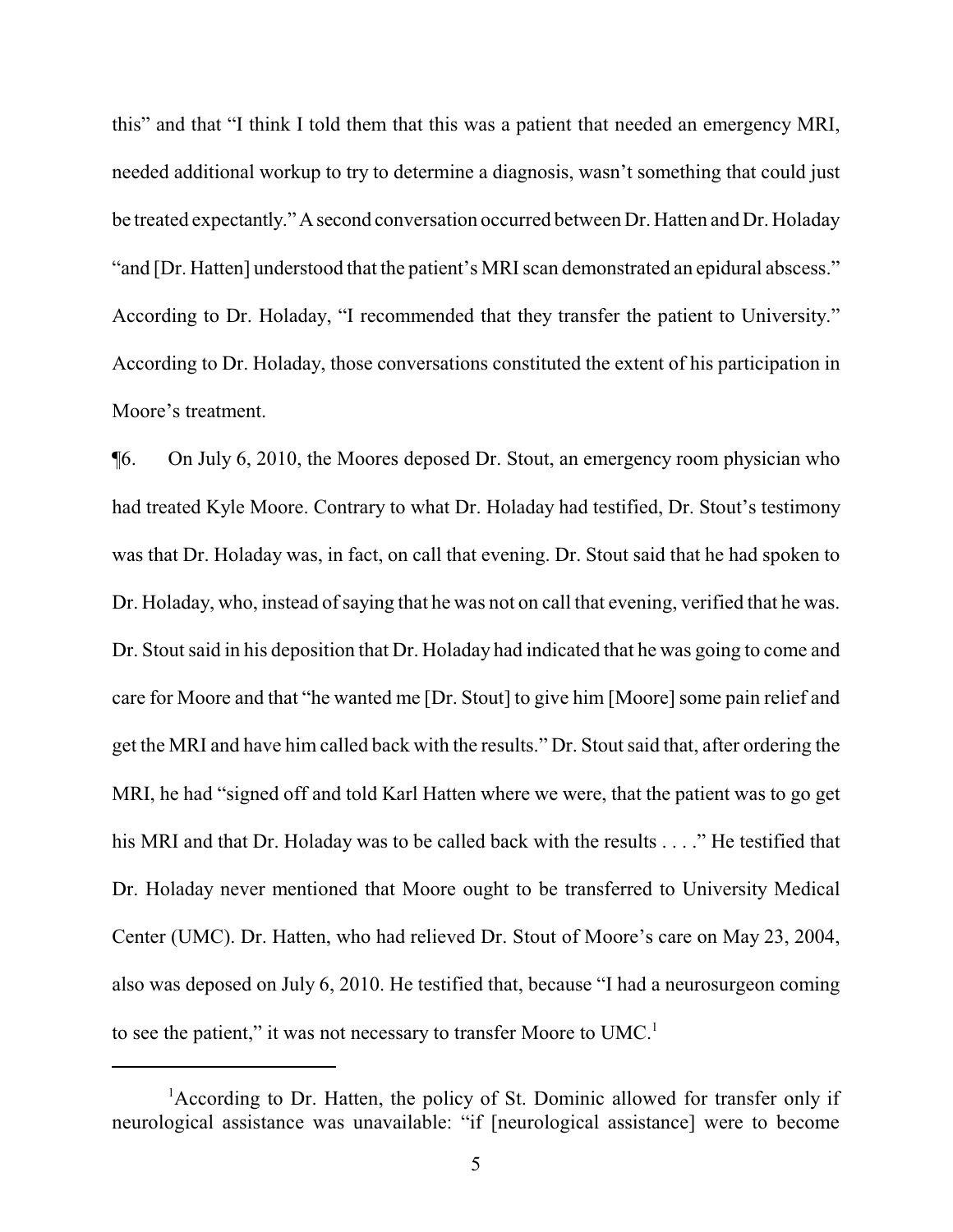this" and that "I think I told them that this was a patient that needed an emergency MRI, needed additional workup to try to determine a diagnosis, wasn't something that could just be treated expectantly." A second conversation occurred between Dr. Hatten and Dr. Holaday "and [Dr. Hatten] understood that the patient's MRI scan demonstrated an epidural abscess." According to Dr. Holaday, "I recommended that they transfer the patient to University." According to Dr. Holaday, those conversations constituted the extent of his participation in Moore's treatment.

¶6. On July 6, 2010, the Moores deposed Dr. Stout, an emergency room physician who had treated Kyle Moore. Contrary to what Dr. Holaday had testified, Dr. Stout's testimony was that Dr. Holaday was, in fact, on call that evening. Dr. Stout said that he had spoken to Dr. Holaday, who, instead of saying that he was not on call that evening, verified that he was. Dr. Stout said in his deposition that Dr. Holaday had indicated that he was going to come and care for Moore and that "he wanted me [Dr. Stout] to give him [Moore] some pain relief and get the MRI and have him called back with the results." Dr. Stout said that, after ordering the MRI, he had "signed off and told Karl Hatten where we were, that the patient was to go get his MRI and that Dr. Holaday was to be called back with the results . . . ." He testified that Dr. Holaday never mentioned that Moore ought to be transferred to University Medical Center (UMC). Dr. Hatten, who had relieved Dr. Stout of Moore's care on May 23, 2004, also was deposed on July 6, 2010. He testified that, because "I had a neurosurgeon coming to see the patient," it was not necessary to transfer Moore to UMC.[1]

[1]According to Dr. Hatten, the policy of St. Dominic allowed for transfer only if neurological assistance was unavailable: "if [neurological assistance] were to become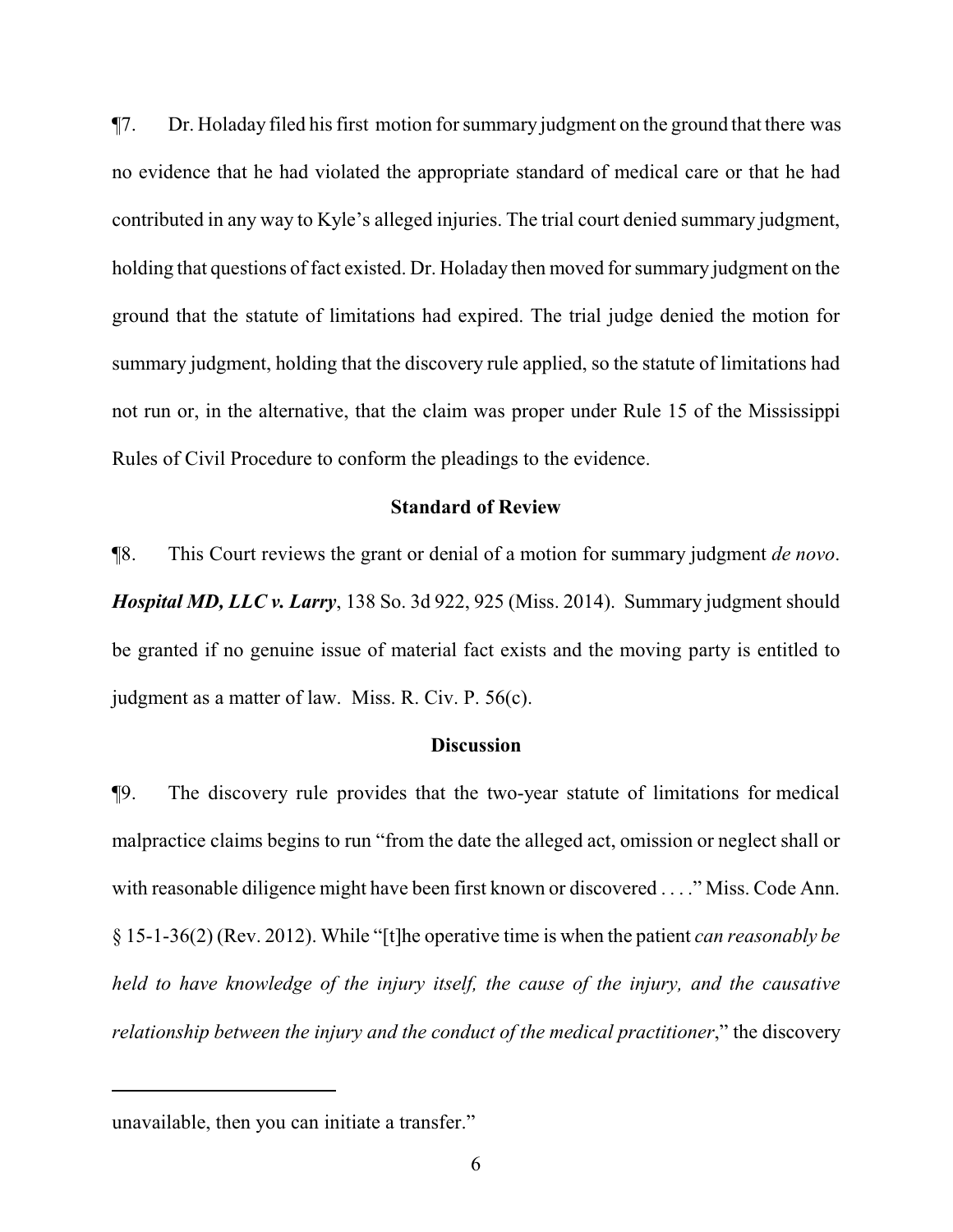¶7. Dr. Holaday filed his first motion for summary judgment on the ground that there was no evidence that he had violated the appropriate standard of medical care or that he had contributed in any way to Kyle's alleged injuries. The trial court denied summary judgment, holding that questions of fact existed. Dr. Holaday then moved for summary judgment on the ground that the statute of limitations had expired. The trial judge denied the motion for summary judgment, holding that the discovery rule applied, so the statute of limitations had not run or, in the alternative, that the claim was proper under Rule 15 of the Mississippi Rules of Civil Procedure to conform the pleadings to the evidence.

### Standard of Review

¶8. This Court reviews the grant or denial of a motion for summary judgment *de novo*. ***Hospital MD, LLC v. Larry***, 138 So. 3d 922, 925 (Miss. 2014). Summary judgment should be granted if no genuine issue of material fact exists and the moving party is entitled to judgment as a matter of law. Miss. R. Civ. P. 56(c).

### Discussion

¶9. The discovery rule provides that the two-year statute of limitations for medical malpractice claims begins to run "from the date the alleged act, omission or neglect shall or with reasonable diligence might have been first known or discovered . . . ." Miss. Code Ann. § 15-1-36(2) (Rev. 2012). While "[t]he operative time is when the patient *can reasonably be held to have knowledge of the injury itself, the cause of the injury, and the causative relationship between the injury and the conduct of the medical practitioner*," the discovery

---

unavailable, then you can initiate a transfer."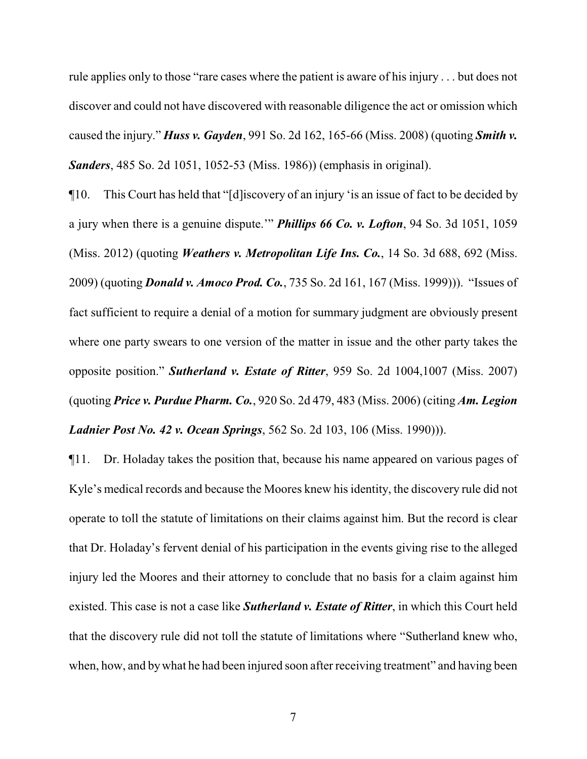rule applies only to those "rare cases where the patient is aware of his injury . . . but does not discover and could not have discovered with reasonable diligence the act or omission which caused the injury." ***Huss v. Gayden***, 991 So. 2d 162, 165-66 (Miss. 2008) (quoting ***Smith v. Sanders***, 485 So. 2d 1051, 1052-53 (Miss. 1986)) (emphasis in original).

¶10. This Court has held that "[d]iscovery of an injury 'is an issue of fact to be decided by a jury when there is a genuine dispute.'" ***Phillips 66 Co. v. Lofton***, 94 So. 3d 1051, 1059 (Miss. 2012) (quoting ***Weathers v. Metropolitan Life Ins. Co.***, 14 So. 3d 688, 692 (Miss. 2009) (quoting ***Donald v. Amoco Prod. Co.***, 735 So. 2d 161, 167 (Miss. 1999))). "Issues of fact sufficient to require a denial of a motion for summary judgment are obviously present where one party swears to one version of the matter in issue and the other party takes the opposite position." ***Sutherland v. Estate of Ritter***, 959 So. 2d 1004,1007 (Miss. 2007) (quoting ***Price v. Purdue Pharm. Co.***, 920 So. 2d 479, 483 (Miss. 2006) (citing ***Am. Legion Ladnier Post No. 42 v. Ocean Springs***, 562 So. 2d 103, 106 (Miss. 1990))).

¶11. Dr. Holaday takes the position that, because his name appeared on various pages of Kyle's medical records and because the Moores knew his identity, the discovery rule did not operate to toll the statute of limitations on their claims against him. But the record is clear that Dr. Holaday's fervent denial of his participation in the events giving rise to the alleged injury led the Moores and their attorney to conclude that no basis for a claim against him existed. This case is not a case like ***Sutherland v. Estate of Ritter***, in which this Court held that the discovery rule did not toll the statute of limitations where "Sutherland knew who, when, how, and by what he had been injured soon after receiving treatment" and having been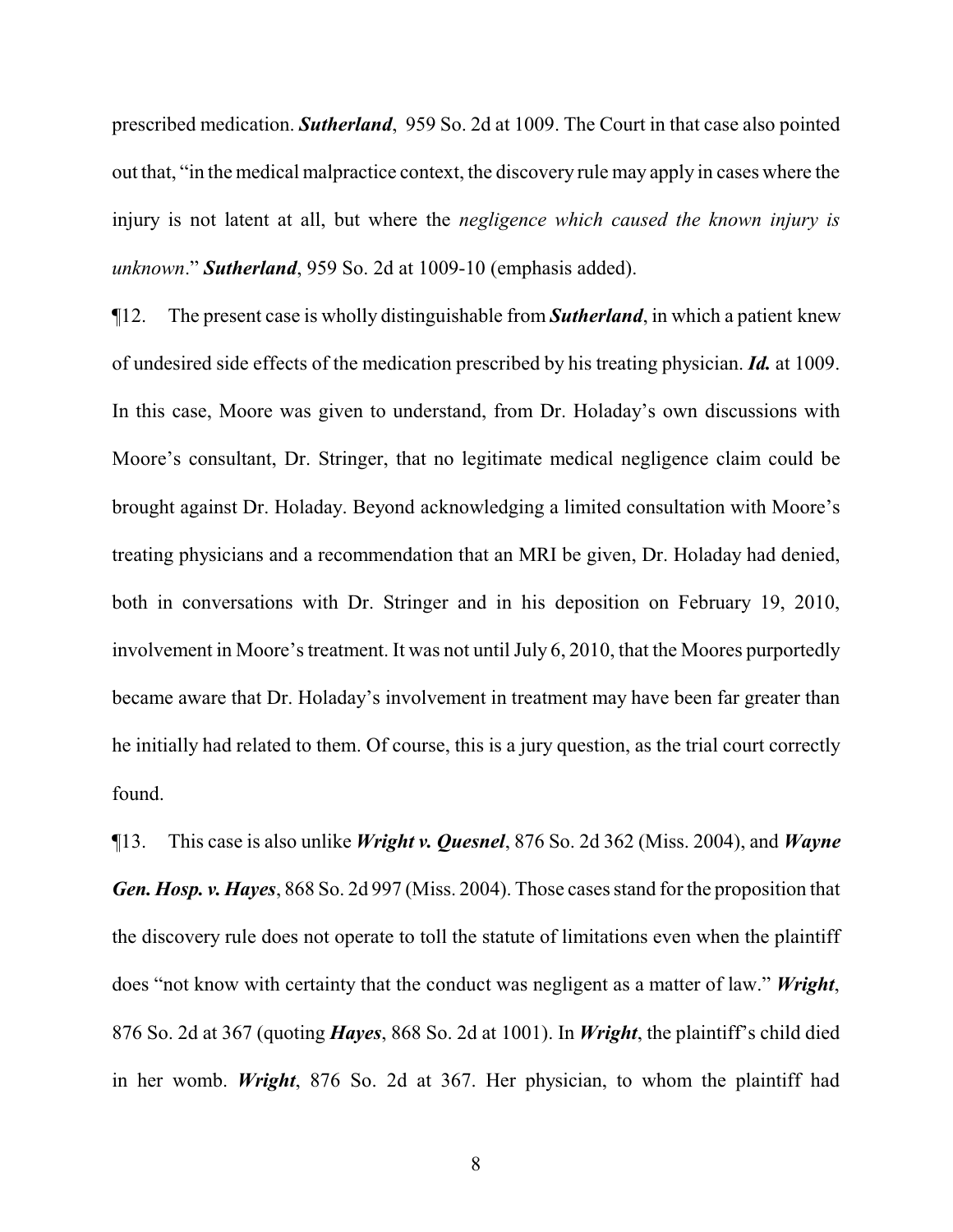prescribed medication. ***Sutherland***, 959 So. 2d at 1009. The Court in that case also pointed out that, "in the medical malpractice context, the discovery rule may apply in cases where the injury is not latent at all, but where the *negligence which caused the known injury is unknown*." ***Sutherland***, 959 So. 2d at 1009-10 (emphasis added).

¶12. The present case is wholly distinguishable from ***Sutherland***, in which a patient knew of undesired side effects of the medication prescribed by his treating physician. ***Id.*** at 1009. In this case, Moore was given to understand, from Dr. Holaday's own discussions with Moore's consultant, Dr. Stringer, that no legitimate medical negligence claim could be brought against Dr. Holaday. Beyond acknowledging a limited consultation with Moore's treating physicians and a recommendation that an MRI be given, Dr. Holaday had denied, both in conversations with Dr. Stringer and in his deposition on February 19, 2010, involvement in Moore's treatment. It was not until July 6, 2010, that the Moores purportedly became aware that Dr. Holaday's involvement in treatment may have been far greater than he initially had related to them. Of course, this is a jury question, as the trial court correctly found.

¶13. This case is also unlike ***Wright v. Quesnel***, 876 So. 2d 362 (Miss. 2004), and ***Wayne Gen. Hosp. v. Hayes***, 868 So. 2d 997 (Miss. 2004). Those cases stand for the proposition that the discovery rule does not operate to toll the statute of limitations even when the plaintiff does "not know with certainty that the conduct was negligent as a matter of law." ***Wright***, 876 So. 2d at 367 (quoting ***Hayes***, 868 So. 2d at 1001). In ***Wright***, the plaintiff's child died in her womb. ***Wright***, 876 So. 2d at 367. Her physician, to whom the plaintiff had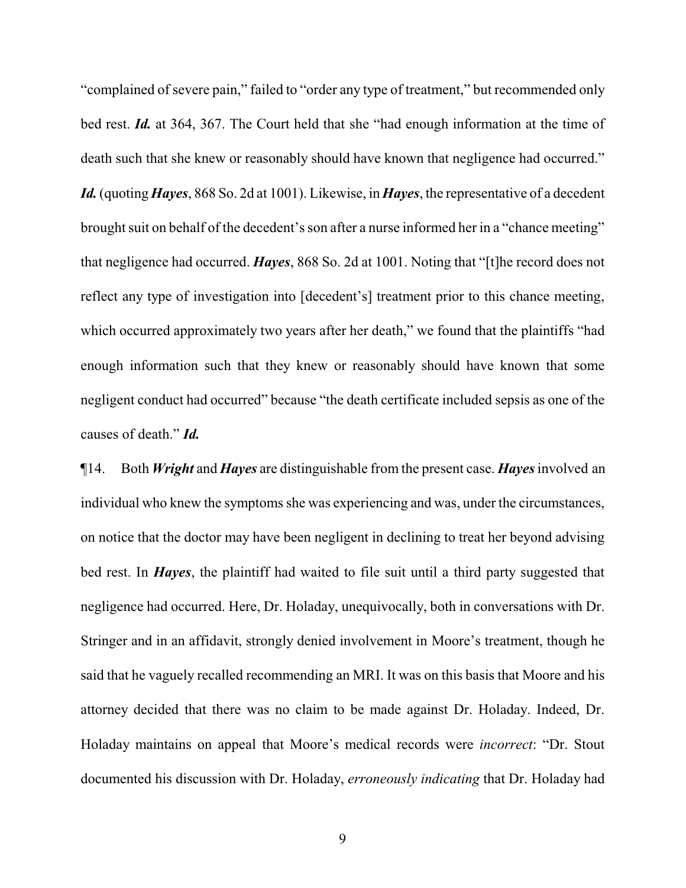"complained of severe pain," failed to "order any type of treatment," but recommended only bed rest. ***Id.*** at 364, 367. The Court held that she "had enough information at the time of death such that she knew or reasonably should have known that negligence had occurred." ***Id.*** (quoting ***Hayes***, 868 So. 2d at 1001). Likewise, in ***Hayes***, the representative of a decedent brought suit on behalf of the decedent's son after a nurse informed her in a "chance meeting" that negligence had occurred. ***Hayes***, 868 So. 2d at 1001. Noting that "[t]he record does not reflect any type of investigation into [decedent's] treatment prior to this chance meeting, which occurred approximately two years after her death," we found that the plaintiffs "had enough information such that they knew or reasonably should have known that some negligent conduct had occurred" because "the death certificate included sepsis as one of the causes of death." ***Id.***

¶14. Both ***Wright*** and ***Hayes*** are distinguishable from the present case. ***Hayes*** involved an individual who knew the symptoms she was experiencing and was, under the circumstances, on notice that the doctor may have been negligent in declining to treat her beyond advising bed rest. In ***Hayes***, the plaintiff had waited to file suit until a third party suggested that negligence had occurred. Here, Dr. Holaday, unequivocally, both in conversations with Dr. Stringer and in an affidavit, strongly denied involvement in Moore's treatment, though he said that he vaguely recalled recommending an MRI. It was on this basis that Moore and his attorney decided that there was no claim to be made against Dr. Holaday. Indeed, Dr. Holaday maintains on appeal that Moore's medical records were *incorrect*: "Dr. Stout documented his discussion with Dr. Holaday, *erroneously indicating* that Dr. Holaday had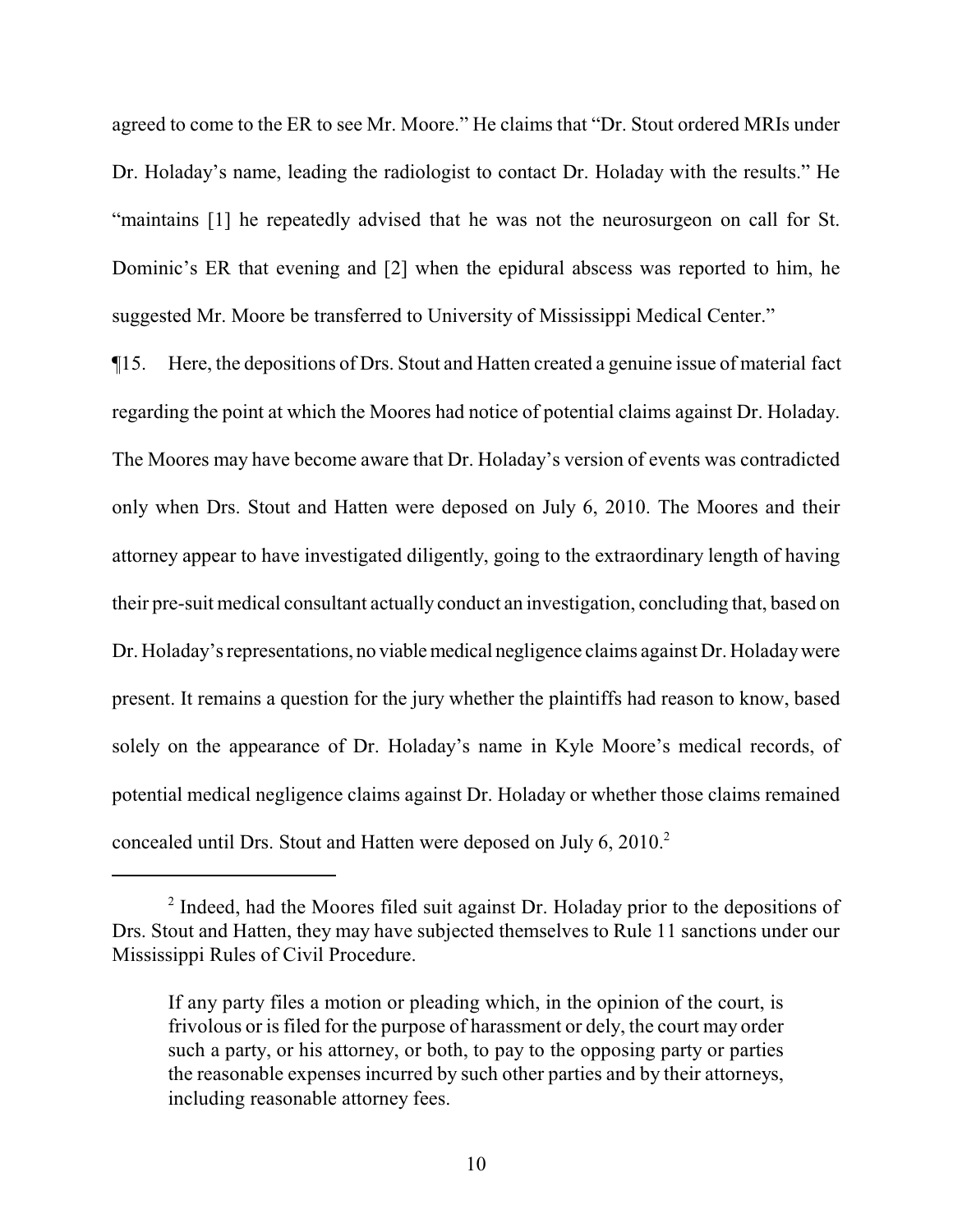agreed to come to the ER to see Mr. Moore." He claims that "Dr. Stout ordered MRIs under Dr. Holaday's name, leading the radiologist to contact Dr. Holaday with the results." He "maintains [1] he repeatedly advised that he was not the neurosurgeon on call for St. Dominic's ER that evening and [2] when the epidural abscess was reported to him, he suggested Mr. Moore be transferred to University of Mississippi Medical Center."

¶15. Here, the depositions of Drs. Stout and Hatten created a genuine issue of material fact regarding the point at which the Moores had notice of potential claims against Dr. Holaday. The Moores may have become aware that Dr. Holaday's version of events was contradicted only when Drs. Stout and Hatten were deposed on July 6, 2010. The Moores and their attorney appear to have investigated diligently, going to the extraordinary length of having their pre-suit medical consultant actually conduct an investigation, concluding that, based on Dr. Holaday's representations, no viable medical negligence claims against Dr. Holaday were present. It remains a question for the jury whether the plaintiffs had reason to know, based solely on the appearance of Dr. Holaday's name in Kyle Moore's medical records, of potential medical negligence claims against Dr. Holaday or whether those claims remained concealed until Drs. Stout and Hatten were deposed on July 6, 2010.[2]

---

[2] Indeed, had the Moores filed suit against Dr. Holaday prior to the depositions of Drs. Stout and Hatten, they may have subjected themselves to Rule 11 sanctions under our Mississippi Rules of Civil Procedure.

> If any party files a motion or pleading which, in the opinion of the court, is frivolous or is filed for the purpose of harassment or dely, the court may order such a party, or his attorney, or both, to pay to the opposing party or parties the reasonable expenses incurred by such other parties and by their attorneys, including reasonable attorney fees.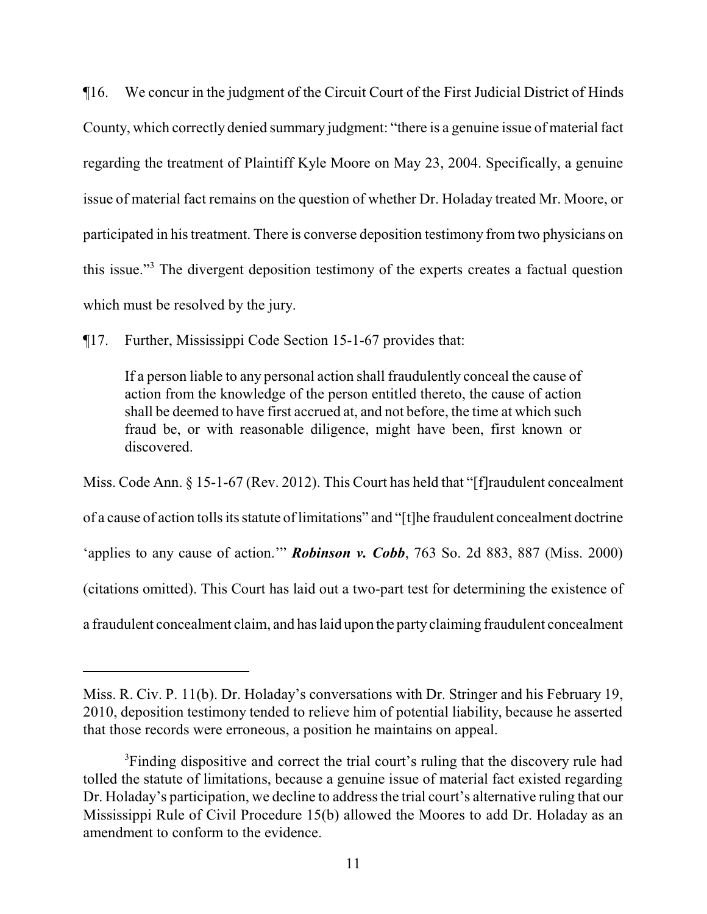¶16. We concur in the judgment of the Circuit Court of the First Judicial District of Hinds County, which correctly denied summary judgment: "there is a genuine issue of material fact regarding the treatment of Plaintiff Kyle Moore on May 23, 2004. Specifically, a genuine issue of material fact remains on the question of whether Dr. Holaday treated Mr. Moore, or participated in his treatment. There is converse deposition testimony from two physicians on this issue."[3] The divergent deposition testimony of the experts creates a factual question which must be resolved by the jury.

¶17. Further, Mississippi Code Section 15-1-67 provides that:

> If a person liable to any personal action shall fraudulently conceal the cause of action from the knowledge of the person entitled thereto, the cause of action shall be deemed to have first accrued at, and not before, the time at which such fraud be, or with reasonable diligence, might have been, first known or discovered.

Miss. Code Ann. § 15-1-67 (Rev. 2012). This Court has held that "[f]raudulent concealment of a cause of action tolls its statute of limitations" and "[t]he fraudulent concealment doctrine 'applies to any cause of action.'" ***Robinson v. Cobb***, 763 So. 2d 883, 887 (Miss. 2000) (citations omitted). This Court has laid out a two-part test for determining the existence of a fraudulent concealment claim, and has laid upon the party claiming fraudulent concealment

---

Miss. R. Civ. P. 11(b). Dr. Holaday's conversations with Dr. Stringer and his February 19, 2010, deposition testimony tended to relieve him of potential liability, because he asserted that those records were erroneous, a position he maintains on appeal.

[3] Finding dispositive and correct the trial court's ruling that the discovery rule had tolled the statute of limitations, because a genuine issue of material fact existed regarding Dr. Holaday's participation, we decline to address the trial court's alternative ruling that our Mississippi Rule of Civil Procedure 15(b) allowed the Moores to add Dr. Holaday as an amendment to conform to the evidence.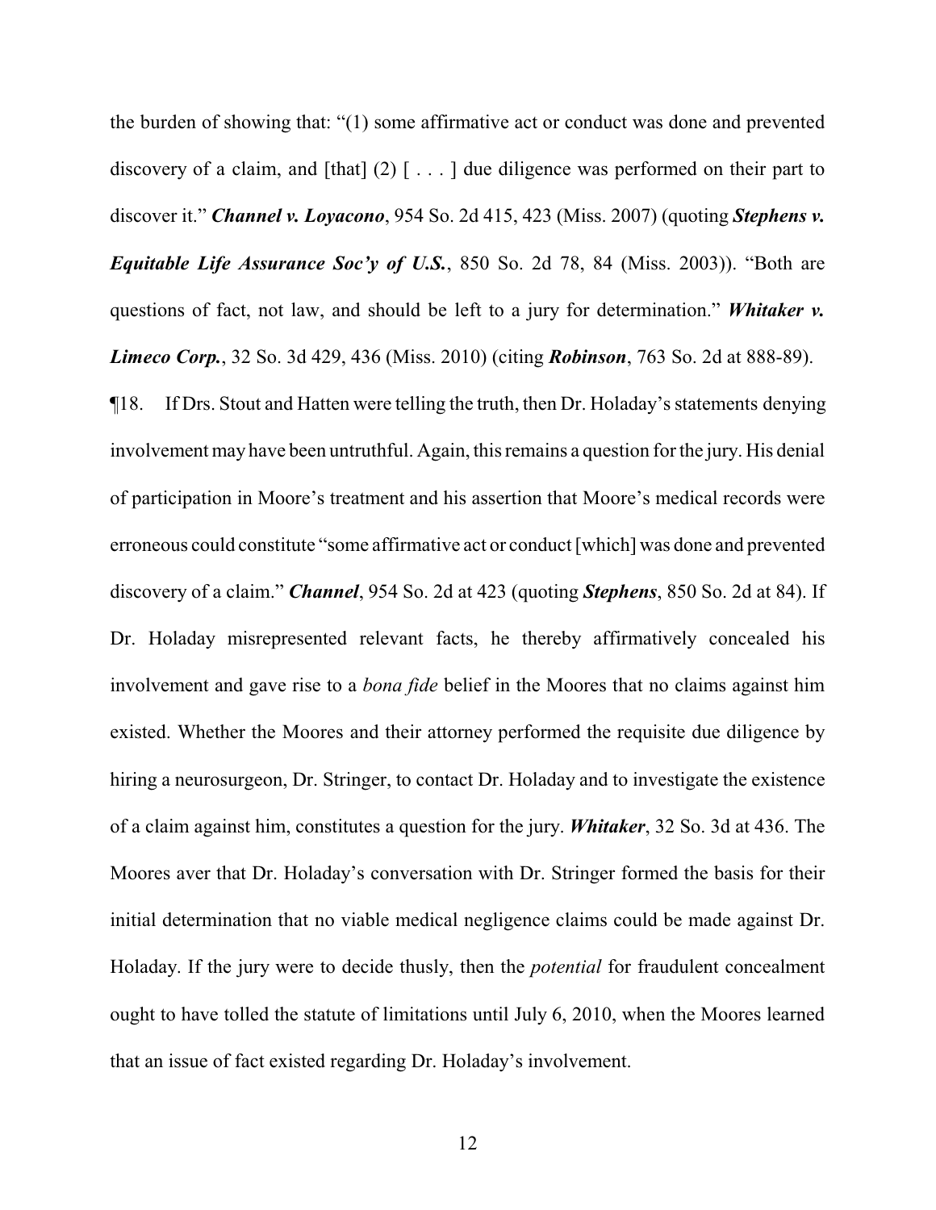the burden of showing that: "(1) some affirmative act or conduct was done and prevented discovery of a claim, and [that] (2) [ . . . ] due diligence was performed on their part to discover it." ***Channel v. Loyacono***, 954 So. 2d 415, 423 (Miss. 2007) (quoting ***Stephens v. Equitable Life Assurance Soc'y of U.S.***, 850 So. 2d 78, 84 (Miss. 2003)). "Both are questions of fact, not law, and should be left to a jury for determination." ***Whitaker v. Limeco Corp.***, 32 So. 3d 429, 436 (Miss. 2010) (citing ***Robinson***, 763 So. 2d at 888-89).

¶18. If Drs. Stout and Hatten were telling the truth, then Dr. Holaday's statements denying involvement may have been untruthful. Again, this remains a question for the jury. His denial of participation in Moore's treatment and his assertion that Moore's medical records were erroneous could constitute "some affirmative act or conduct [which] was done and prevented discovery of a claim." ***Channel***, 954 So. 2d at 423 (quoting ***Stephens***, 850 So. 2d at 84). If Dr. Holaday misrepresented relevant facts, he thereby affirmatively concealed his involvement and gave rise to a *bona fide* belief in the Moores that no claims against him existed. Whether the Moores and their attorney performed the requisite due diligence by hiring a neurosurgeon, Dr. Stringer, to contact Dr. Holaday and to investigate the existence of a claim against him, constitutes a question for the jury. ***Whitaker***, 32 So. 3d at 436. The Moores aver that Dr. Holaday's conversation with Dr. Stringer formed the basis for their initial determination that no viable medical negligence claims could be made against Dr. Holaday. If the jury were to decide thusly, then the *potential* for fraudulent concealment ought to have tolled the statute of limitations until July 6, 2010, when the Moores learned that an issue of fact existed regarding Dr. Holaday's involvement.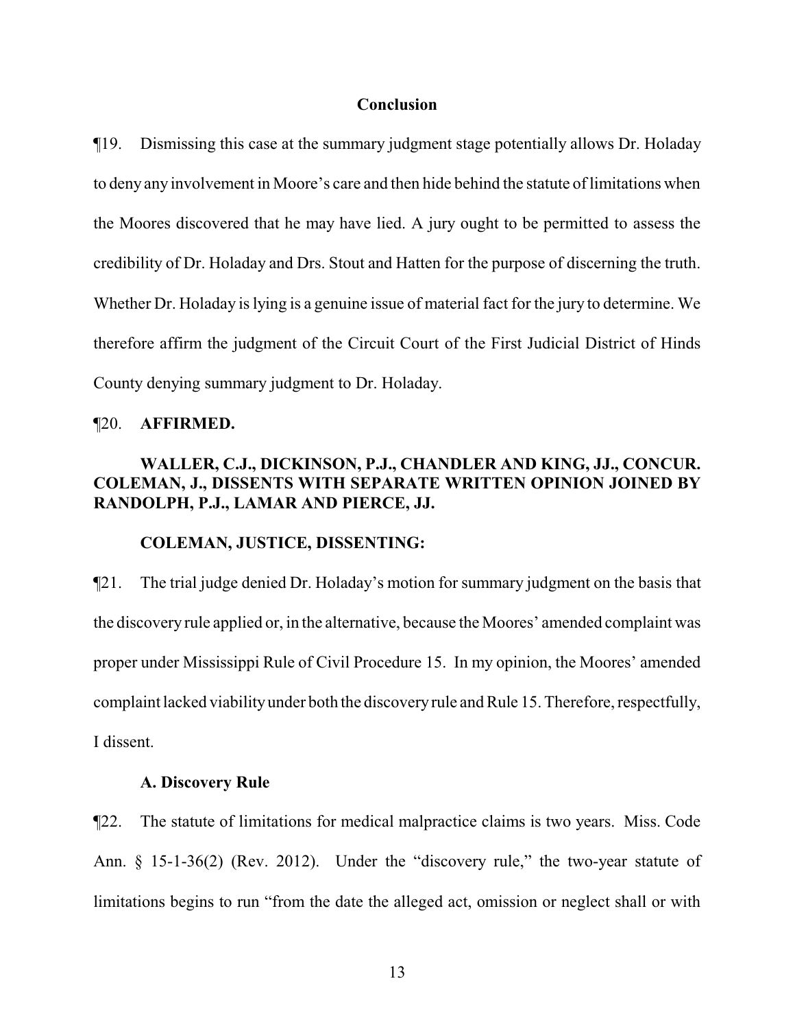## Conclusion

¶19. Dismissing this case at the summary judgment stage potentially allows Dr. Holaday to deny any involvement in Moore's care and then hide behind the statute of limitations when the Moores discovered that he may have lied. A jury ought to be permitted to assess the credibility of Dr. Holaday and Drs. Stout and Hatten for the purpose of discerning the truth. Whether Dr. Holaday is lying is a genuine issue of material fact for the jury to determine. We therefore affirm the judgment of the Circuit Court of the First Judicial District of Hinds County denying summary judgment to Dr. Holaday.

¶20. **AFFIRMED.**

**WALLER, C.J., DICKINSON, P.J., CHANDLER AND KING, JJ., CONCUR. COLEMAN, J., DISSENTS WITH SEPARATE WRITTEN OPINION JOINED BY RANDOLPH, P.J., LAMAR AND PIERCE, JJ.**

**COLEMAN, JUSTICE, DISSENTING:**

¶21. The trial judge denied Dr. Holaday's motion for summary judgment on the basis that the discovery rule applied or, in the alternative, because the Moores' amended complaint was proper under Mississippi Rule of Civil Procedure 15. In my opinion, the Moores' amended complaint lacked viability under both the discovery rule and Rule 15. Therefore, respectfully, I dissent.

### A. Discovery Rule

¶22. The statute of limitations for medical malpractice claims is two years. Miss. Code Ann. § 15-1-36(2) (Rev. 2012). Under the "discovery rule," the two-year statute of limitations begins to run "from the date the alleged act, omission or neglect shall or with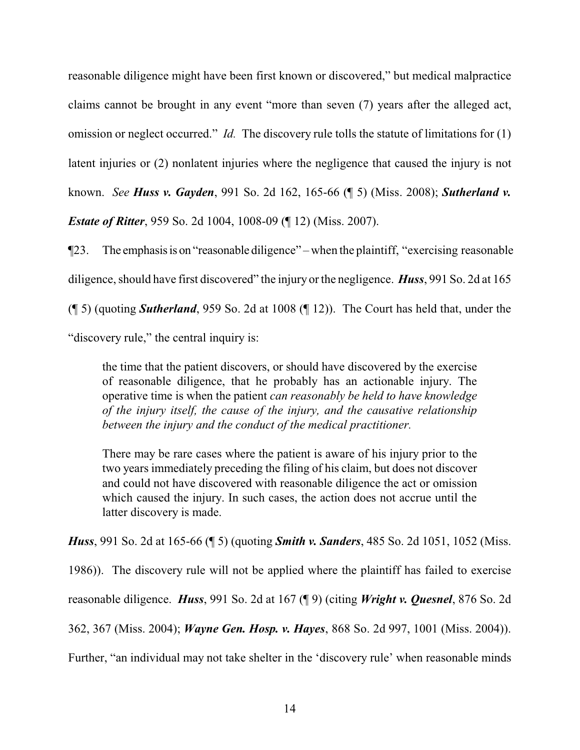reasonable diligence might have been first known or discovered," but medical malpractice claims cannot be brought in any event "more than seven (7) years after the alleged act, omission or neglect occurred." *Id.* The discovery rule tolls the statute of limitations for (1) latent injuries or (2) nonlatent injuries where the negligence that caused the injury is not known. *See* ***Huss v. Gayden***, 991 So. 2d 162, 165-66 (¶ 5) (Miss. 2008); ***Sutherland v. Estate of Ritter***, 959 So. 2d 1004, 1008-09 (¶ 12) (Miss. 2007).

¶23. The emphasis is on "reasonable diligence" – when the plaintiff, "exercising reasonable diligence, should have first discovered" the injury or the negligence. ***Huss***, 991 So. 2d at 165 (¶ 5) (quoting ***Sutherland***, 959 So. 2d at 1008 (¶ 12)). The Court has held that, under the "discovery rule," the central inquiry is:

> the time that the patient discovers, or should have discovered by the exercise of reasonable diligence, that he probably has an actionable injury. The operative time is when the patient *can reasonably be held to have knowledge of the injury itself, the cause of the injury, and the causative relationship between the injury and the conduct of the medical practitioner.*
>
> There may be rare cases where the patient is aware of his injury prior to the two years immediately preceding the filing of his claim, but does not discover and could not have discovered with reasonable diligence the act or omission which caused the injury. In such cases, the action does not accrue until the latter discovery is made.

***Huss***, 991 So. 2d at 165-66 (¶ 5) (quoting ***Smith v. Sanders***, 485 So. 2d 1051, 1052 (Miss. 1986)). The discovery rule will not be applied where the plaintiff has failed to exercise reasonable diligence. ***Huss***, 991 So. 2d at 167 (¶ 9) (citing ***Wright v. Quesnel***, 876 So. 2d 362, 367 (Miss. 2004); ***Wayne Gen. Hosp. v. Hayes***, 868 So. 2d 997, 1001 (Miss. 2004)). Further, "an individual may not take shelter in the 'discovery rule' when reasonable minds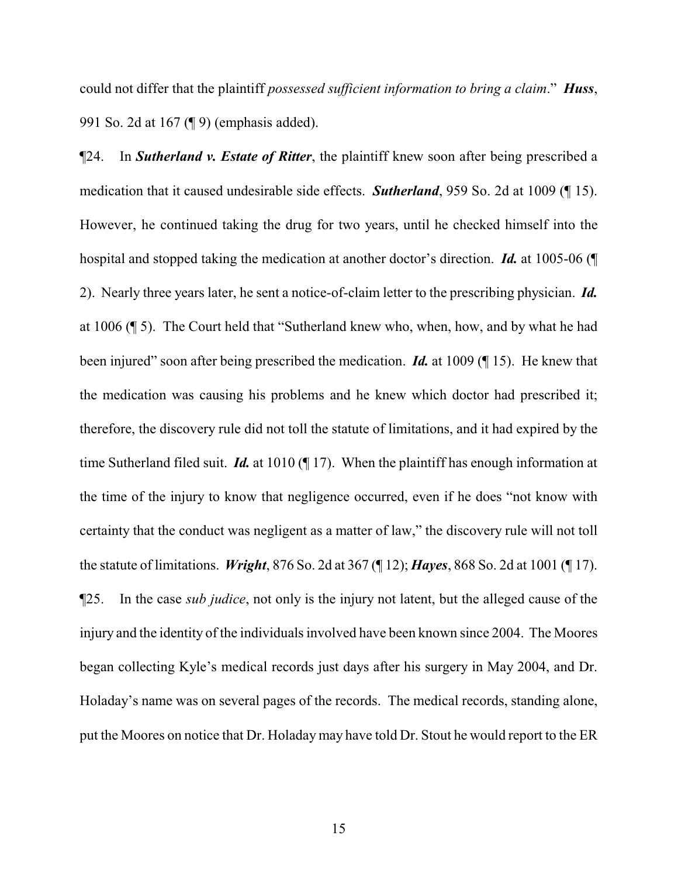could not differ that the plaintiff *possessed sufficient information to bring a claim*." ***Huss***, 991 So. 2d at 167 (¶ 9) (emphasis added).

¶24. In ***Sutherland v. Estate of Ritter***, the plaintiff knew soon after being prescribed a medication that it caused undesirable side effects. ***Sutherland***, 959 So. 2d at 1009 (¶ 15). However, he continued taking the drug for two years, until he checked himself into the hospital and stopped taking the medication at another doctor's direction. ***Id.*** at 1005-06 (¶ 2). Nearly three years later, he sent a notice-of-claim letter to the prescribing physician. ***Id.*** at 1006 (¶ 5). The Court held that "Sutherland knew who, when, how, and by what he had been injured" soon after being prescribed the medication. ***Id.*** at 1009 (¶ 15). He knew that the medication was causing his problems and he knew which doctor had prescribed it; therefore, the discovery rule did not toll the statute of limitations, and it had expired by the time Sutherland filed suit. ***Id.*** at 1010 (¶ 17). When the plaintiff has enough information at the time of the injury to know that negligence occurred, even if he does "not know with certainty that the conduct was negligent as a matter of law," the discovery rule will not toll the statute of limitations. ***Wright***, 876 So. 2d at 367 (¶ 12); ***Hayes***, 868 So. 2d at 1001 (¶ 17).

¶25. In the case *sub judice*, not only is the injury not latent, but the alleged cause of the injury and the identity of the individuals involved have been known since 2004. The Moores began collecting Kyle's medical records just days after his surgery in May 2004, and Dr. Holaday's name was on several pages of the records. The medical records, standing alone, put the Moores on notice that Dr. Holaday may have told Dr. Stout he would report to the ER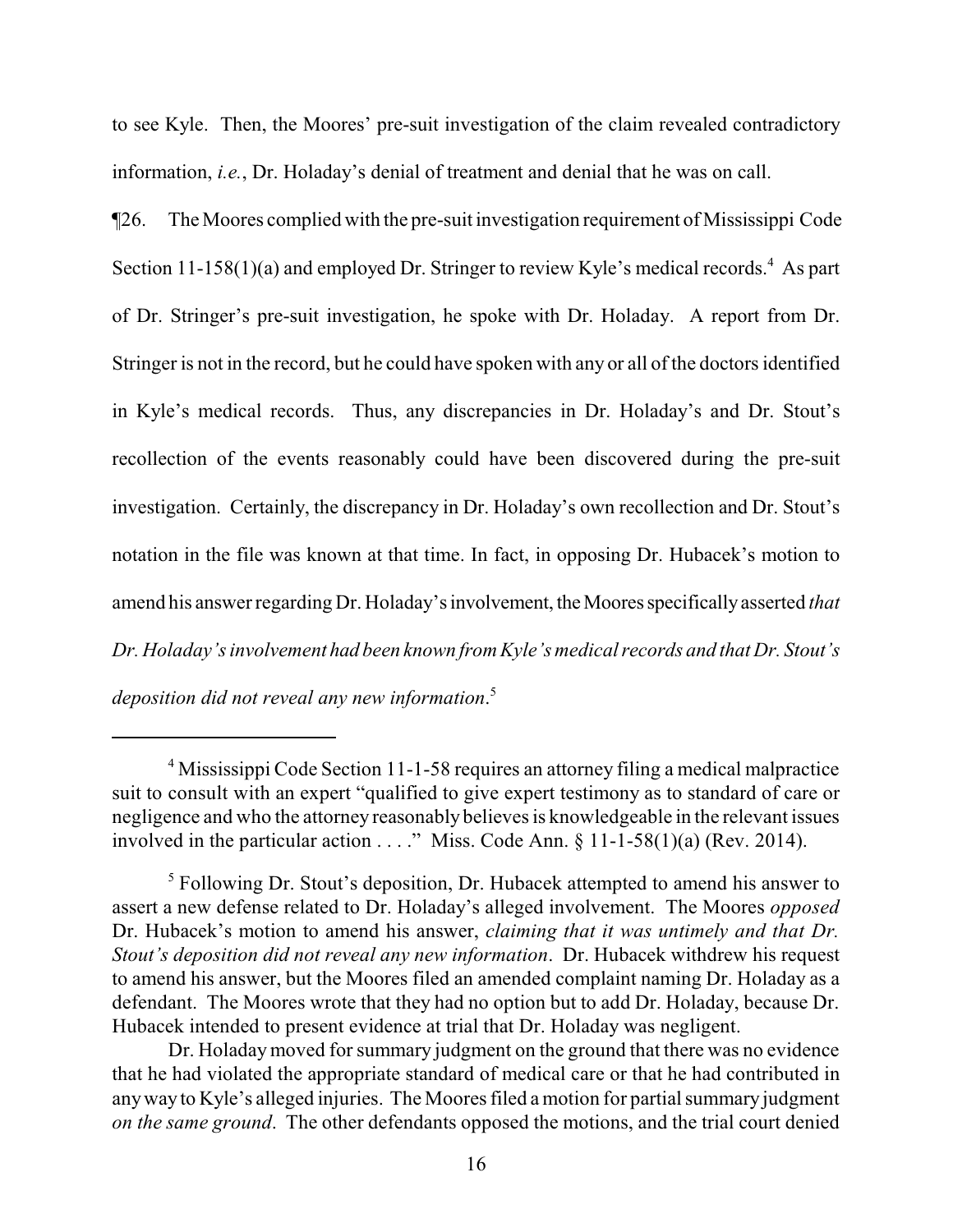to see Kyle. Then, the Moores' pre-suit investigation of the claim revealed contradictory information, *i.e.*, Dr. Holaday's denial of treatment and denial that he was on call.

¶26. The Moores complied with the pre-suit investigation requirement of Mississippi Code Section 11-158(1)(a) and employed Dr. Stringer to review Kyle's medical records.[4] As part of Dr. Stringer's pre-suit investigation, he spoke with Dr. Holaday. A report from Dr. Stringer is not in the record, but he could have spoken with any or all of the doctors identified in Kyle's medical records. Thus, any discrepancies in Dr. Holaday's and Dr. Stout's recollection of the events reasonably could have been discovered during the pre-suit investigation. Certainly, the discrepancy in Dr. Holaday's own recollection and Dr. Stout's notation in the file was known at that time. In fact, in opposing Dr. Hubacek's motion to amend his answer regarding Dr. Holaday's involvement, the Moores specifically asserted *that Dr. Holaday's involvement had been known from Kyle's medical records and that Dr. Stout's deposition did not reveal any new information*.[5]

---

[4] Mississippi Code Section 11-1-58 requires an attorney filing a medical malpractice suit to consult with an expert "qualified to give expert testimony as to standard of care or negligence and who the attorney reasonably believes is knowledgeable in the relevant issues involved in the particular action . . . ." Miss. Code Ann. § 11-1-58(1)(a) (Rev. 2014).

[5] Following Dr. Stout's deposition, Dr. Hubacek attempted to amend his answer to assert a new defense related to Dr. Holaday's alleged involvement. The Moores *opposed* Dr. Hubacek's motion to amend his answer, *claiming that it was untimely and that Dr. Stout's deposition did not reveal any new information*. Dr. Hubacek withdrew his request to amend his answer, but the Moores filed an amended complaint naming Dr. Holaday as a defendant. The Moores wrote that they had no option but to add Dr. Holaday, because Dr. Hubacek intended to present evidence at trial that Dr. Holaday was negligent.

Dr. Holaday moved for summary judgment on the ground that there was no evidence that he had violated the appropriate standard of medical care or that he had contributed in any way to Kyle's alleged injuries. The Moores filed a motion for partial summary judgment *on the same ground*. The other defendants opposed the motions, and the trial court denied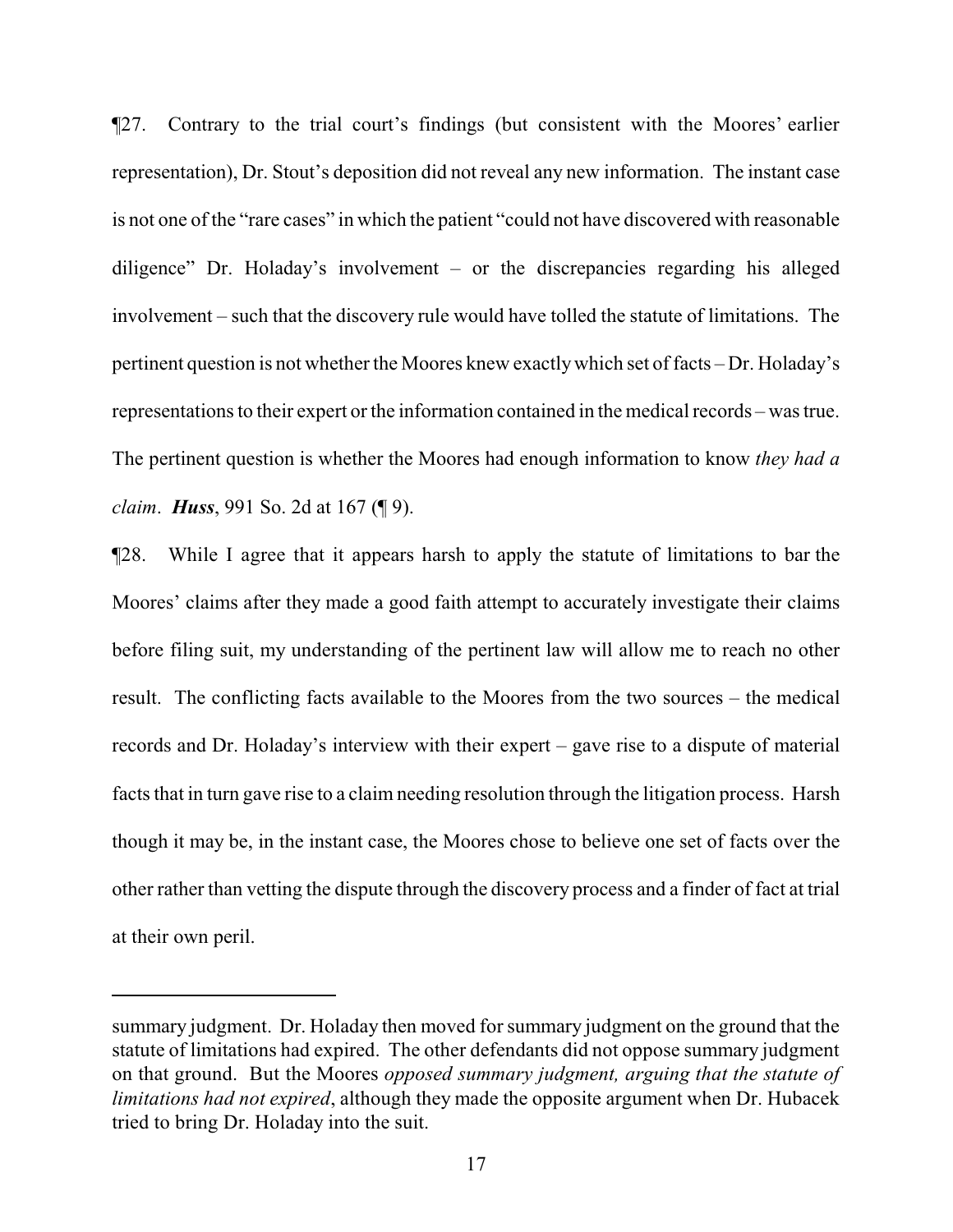¶27. Contrary to the trial court's findings (but consistent with the Moores' earlier representation), Dr. Stout's deposition did not reveal any new information. The instant case is not one of the "rare cases" in which the patient "could not have discovered with reasonable diligence" Dr. Holaday's involvement – or the discrepancies regarding his alleged involvement – such that the discovery rule would have tolled the statute of limitations. The pertinent question is not whether the Moores knew exactly which set of facts – Dr. Holaday's representations to their expert or the information contained in the medical records – was true. The pertinent question is whether the Moores had enough information to know *they had a claim*. ***Huss***, 991 So. 2d at 167 (¶ 9).

¶28. While I agree that it appears harsh to apply the statute of limitations to bar the Moores' claims after they made a good faith attempt to accurately investigate their claims before filing suit, my understanding of the pertinent law will allow me to reach no other result. The conflicting facts available to the Moores from the two sources – the medical records and Dr. Holaday's interview with their expert – gave rise to a dispute of material facts that in turn gave rise to a claim needing resolution through the litigation process. Harsh though it may be, in the instant case, the Moores chose to believe one set of facts over the other rather than vetting the dispute through the discovery process and a finder of fact at trial at their own peril.

---

summary judgment. Dr. Holaday then moved for summary judgment on the ground that the statute of limitations had expired. The other defendants did not oppose summary judgment on that ground. But the Moores *opposed summary judgment, arguing that the statute of limitations had not expired*, although they made the opposite argument when Dr. Hubacek tried to bring Dr. Holaday into the suit.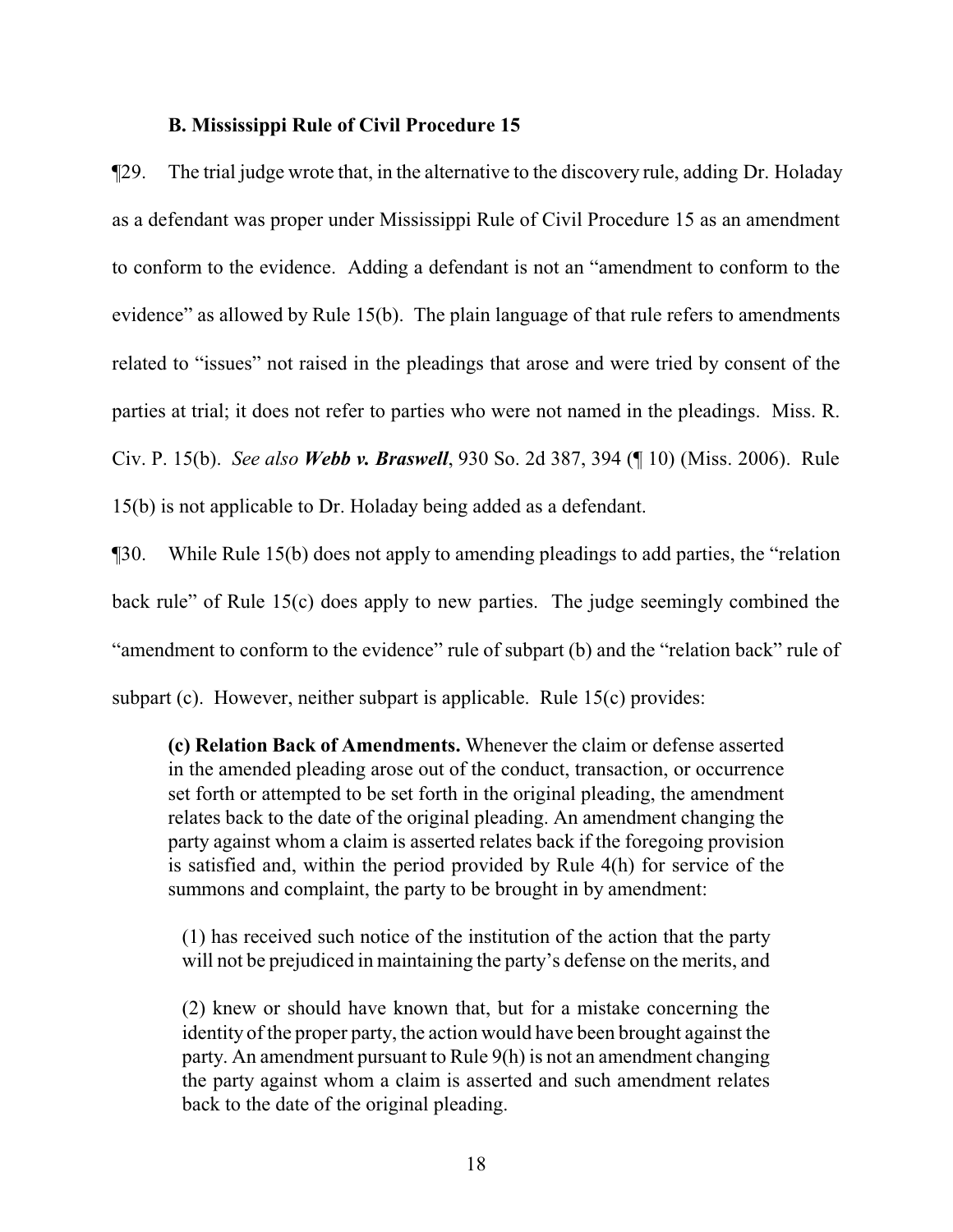### B. Mississippi Rule of Civil Procedure 15

¶29. The trial judge wrote that, in the alternative to the discovery rule, adding Dr. Holaday as a defendant was proper under Mississippi Rule of Civil Procedure 15 as an amendment to conform to the evidence. Adding a defendant is not an "amendment to conform to the evidence" as allowed by Rule 15(b). The plain language of that rule refers to amendments related to "issues" not raised in the pleadings that arose and were tried by consent of the parties at trial; it does not refer to parties who were not named in the pleadings. Miss. R. Civ. P. 15(b). *See also* ***Webb v. Braswell***, 930 So. 2d 387, 394 (¶ 10) (Miss. 2006). Rule 15(b) is not applicable to Dr. Holaday being added as a defendant.

¶30. While Rule 15(b) does not apply to amending pleadings to add parties, the "relation back rule" of Rule 15(c) does apply to new parties. The judge seemingly combined the "amendment to conform to the evidence" rule of subpart (b) and the "relation back" rule of subpart (c). However, neither subpart is applicable. Rule 15(c) provides:

> **(c) Relation Back of Amendments.** Whenever the claim or defense asserted in the amended pleading arose out of the conduct, transaction, or occurrence set forth or attempted to be set forth in the original pleading, the amendment relates back to the date of the original pleading. An amendment changing the party against whom a claim is asserted relates back if the foregoing provision is satisfied and, within the period provided by Rule 4(h) for service of the summons and complaint, the party to be brought in by amendment:
>
> (1) has received such notice of the institution of the action that the party will not be prejudiced in maintaining the party's defense on the merits, and
>
> (2) knew or should have known that, but for a mistake concerning the identity of the proper party, the action would have been brought against the party. An amendment pursuant to Rule 9(h) is not an amendment changing the party against whom a claim is asserted and such amendment relates back to the date of the original pleading.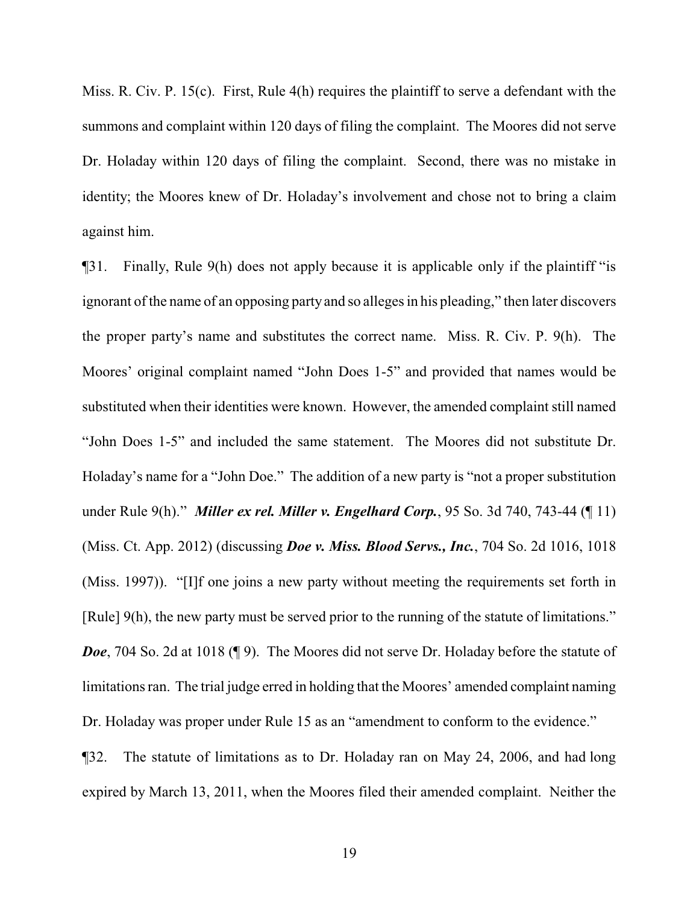Miss. R. Civ. P. 15(c). First, Rule 4(h) requires the plaintiff to serve a defendant with the summons and complaint within 120 days of filing the complaint. The Moores did not serve Dr. Holaday within 120 days of filing the complaint. Second, there was no mistake in identity; the Moores knew of Dr. Holaday's involvement and chose not to bring a claim against him.

¶31. Finally, Rule 9(h) does not apply because it is applicable only if the plaintiff "is ignorant of the name of an opposing party and so alleges in his pleading," then later discovers the proper party's name and substitutes the correct name. Miss. R. Civ. P. 9(h). The Moores' original complaint named "John Does 1-5" and provided that names would be substituted when their identities were known. However, the amended complaint still named "John Does 1-5" and included the same statement. The Moores did not substitute Dr. Holaday's name for a "John Doe." The addition of a new party is "not a proper substitution under Rule 9(h)." ***Miller ex rel. Miller v. Engelhard Corp.***, 95 So. 3d 740, 743-44 (¶ 11) (Miss. Ct. App. 2012) (discussing ***Doe v. Miss. Blood Servs., Inc.***, 704 So. 2d 1016, 1018 (Miss. 1997)). "[I]f one joins a new party without meeting the requirements set forth in [Rule] 9(h), the new party must be served prior to the running of the statute of limitations." ***Doe***, 704 So. 2d at 1018 (¶ 9). The Moores did not serve Dr. Holaday before the statute of limitations ran. The trial judge erred in holding that the Moores' amended complaint naming Dr. Holaday was proper under Rule 15 as an "amendment to conform to the evidence."

¶32. The statute of limitations as to Dr. Holaday ran on May 24, 2006, and had long expired by March 13, 2011, when the Moores filed their amended complaint. Neither the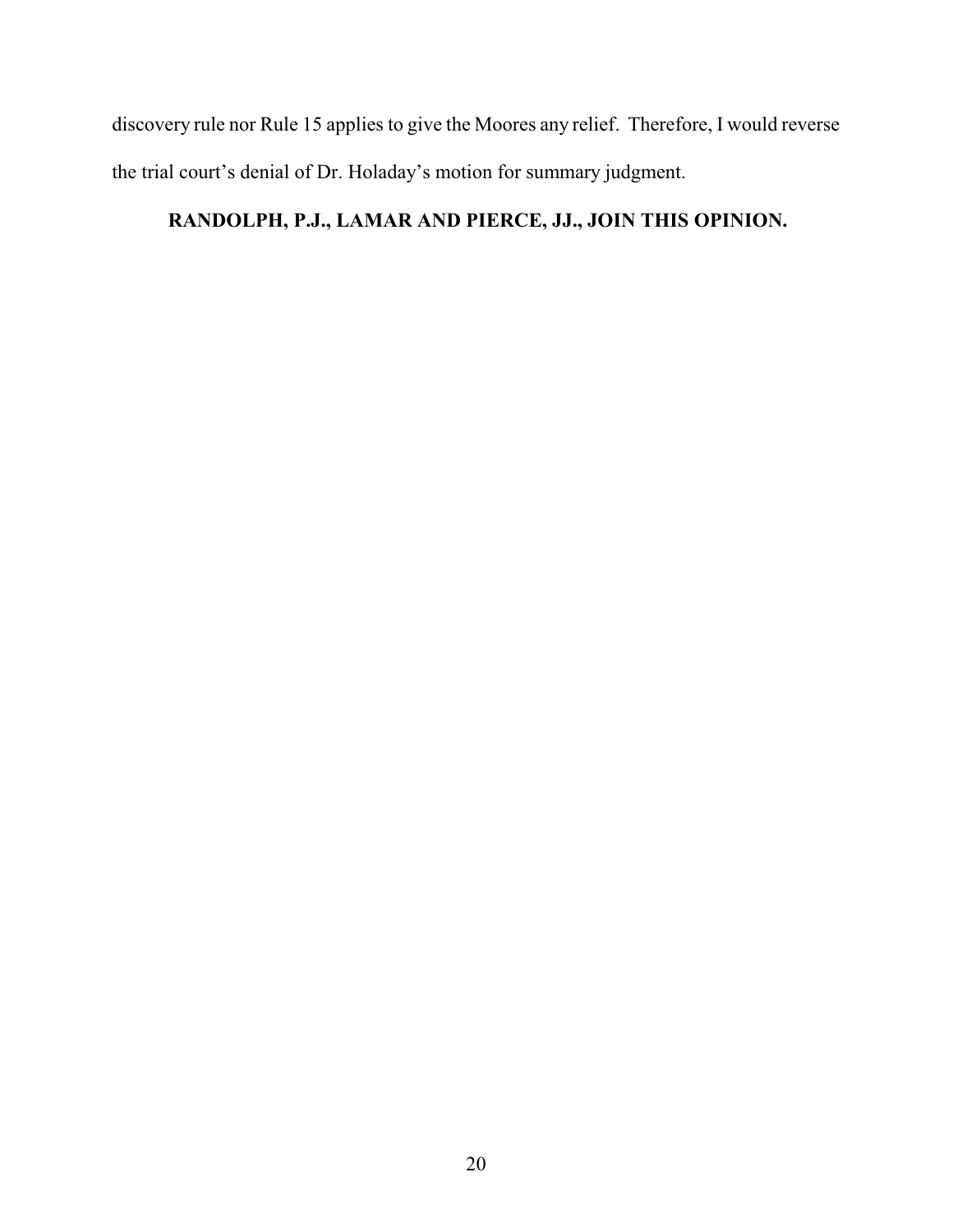discovery rule nor Rule 15 applies to give the Moores any relief. Therefore, I would reverse the trial court's denial of Dr. Holaday's motion for summary judgment.

**RANDOLPH, P.J., LAMAR AND PIERCE, JJ., JOIN THIS OPINION.**